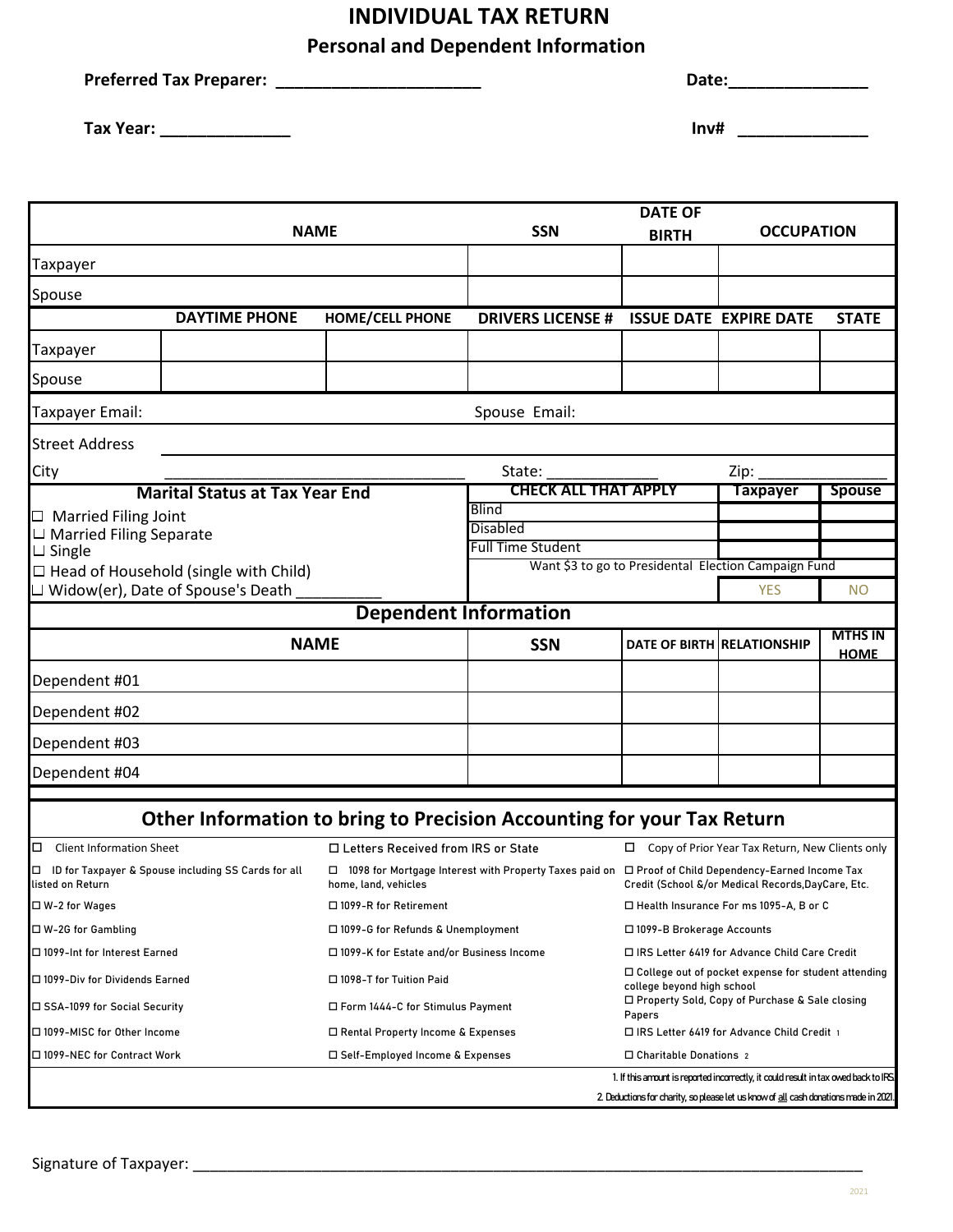# INDIVIDUAL TAX RETURN

## Personal and Dependent Information

**Preferred Tax Preparer:** ______________________ **Date:**_______________

**Tax Year:** ______________ **Inv#** ______________

| NAME | | SSN | DATE OF BIRTH | OCCUPATION | |
|---|---|---|---|---|---|
| Taxpayer | | | | | |
| Spouse | | | | | |
| | **DAYTIME PHONE** | **HOME/CELL PHONE** | **DRIVERS LICENSE #** | **ISSUE DATE** | **EXPIRE DATE** | **STATE** |
| Taxpayer | | | | | | |
| Spouse | | | | | | |

Taxpayer Email: Spouse Email:

Street Address ____________________________________________

City ___________________________________ State: _____________ Zip: _______________

| Marital Status at Tax Year End | CHECK ALL THAT APPLY | Taxpayer | Spouse |
|---|---|---|---|
| ☐ Married Filing Joint | Blind | | |
| ☐ Married Filing Separate | Disabled | | |
| ☐ Single | Full Time Student | | |
| ☐ Head of Household (single with Child) | Want $3 to go to Presidental Election Campaign Fund | | |
| ☐ Widow(er), Date of Spouse's Death __________ | | YES | NO |

## Dependent Information

| NAME | SSN | DATE OF BIRTH | RELATIONSHIP | MTHS IN HOME |
|---|---|---|---|---|
| Dependent #01 | | | | |
| Dependent #02 | | | | |
| Dependent #03 | | | | |
| Dependent #04 | | | | |

## Other Information to bring to Precision Accounting for your Tax Return

| | | |
|---|---|---|
| ☐ Client Information Sheet | ☐ Letters Received from IRS or State | ☐ Copy of Prior Year Tax Return, New Clients only |
| ☐ ID for Taxpayer & Spouse including SS Cards for all listed on Return | ☐ 1098 for Mortgage Interest with Property Taxes paid on home, land, vehicles | ☐ Proof of Child Dependency-Earned Income Tax Credit (School &/or Medical Records,DayCare, Etc. |
| ☐ W-2 for Wages | ☐ 1099-R for Retirement | ☐ Health Insurance For ms 1095-A, B or C |
| ☐ W-2G for Gambling | ☐ 1099-G for Refunds & Unemployment | ☐ 1099-B Brokerage Accounts |
| ☐ 1099-Int for Interest Earned | ☐ 1099-K for Estate and/or Business Income | ☐ IRS Letter 6419 for Advance Child Care Credit |
| ☐ 1099-Div for Dividends Earned | ☐ 1098-T for Tuition Paid | ☐ College out of pocket expense for student attending college beyond high school |
| ☐ SSA-1099 for Social Security | ☐ Form 1444-C for Stimulus Payment | ☐ Property Sold, Copy of Purchase & Sale closing Papers |
| ☐ 1099-MISC for Other Income | ☐ Rental Property Income & Expenses | ☐ IRS Letter 6419 for Advance Child Credit [1] |
| ☐ 1099-NEC for Contract Work | ☐ Self-Employed Income & Expenses | ☐ Charitable Donations [2] |

1. If this amount is reported incorrectly, it could result in tax owed back to IRS.

2. Deductions for charity, so please let us know of all cash donations made in 2021.

Signature of Taxpayer: ____________________________________________________________________________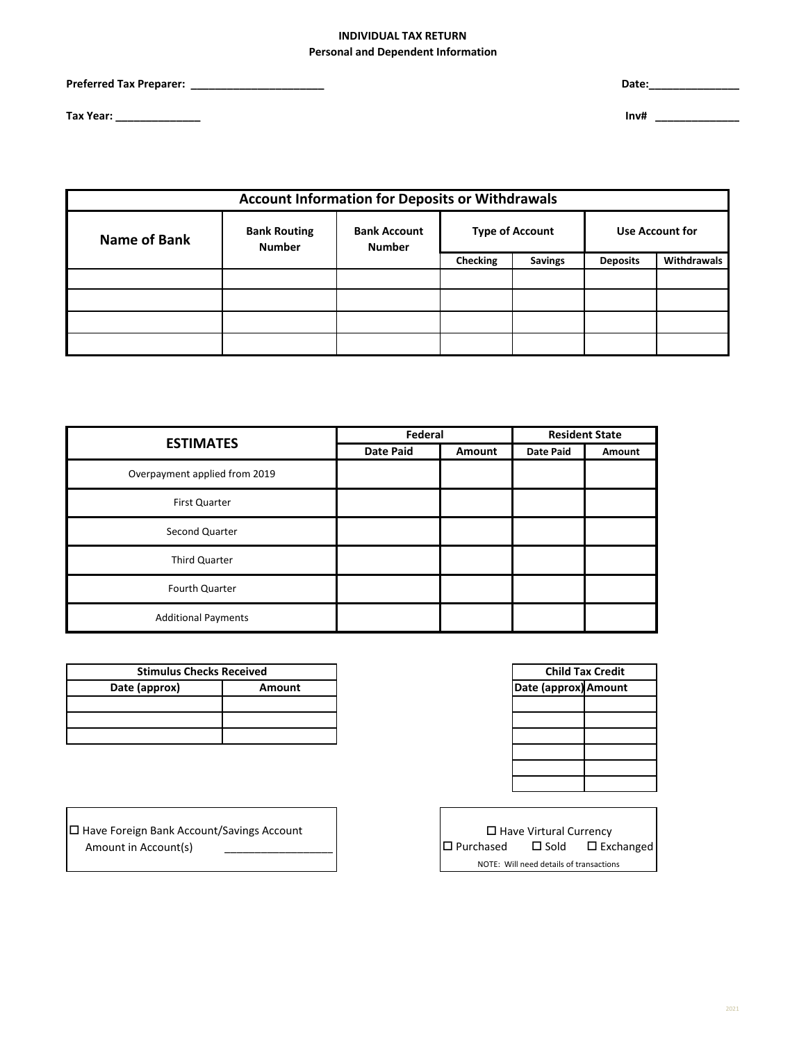**INDIVIDUAL TAX RETURN**
**Personal and Dependent Information**

**Preferred Tax Preparer:** _______________________ **Date:**_______________

**Tax Year:** ______________ **Inv#** ______________

| Account Information for Deposits or Withdrawals | | | | | | |
|---|---|---|---|---|---|---|
| **Name of Bank** | **Bank Routing Number** | **Bank Account Number** | **Type of Account** | | **Use Account for** | |
| | | | **Checking** | **Savings** | **Deposits** | **Withdrawals** |
| | | | | | | |
| | | | | | | |
| | | | | | | |
| | | | | | | |

| **ESTIMATES** | **Federal** | | **Resident State** | |
|---|---|---|---|---|
| | **Date Paid** | **Amount** | **Date Paid** | **Amount** |
| Overpayment applied from 2019 | | | | |
| First Quarter | | | | |
| Second Quarter | | | | |
| Third Quarter | | | | |
| Fourth Quarter | | | | |
| Additional Payments | | | | |

| **Stimulus Checks Received** | |
|---|---|
| **Date (approx)** | **Amount** |
| | |
| | |
| | |

| **Child Tax Credit** | |
|---|---|
| **Date (approx)** | **Amount** |
| | |
| | |
| | |
| | |
| | |
| | |

☐ Have Foreign Bank Account/Savings Account
Amount in Account(s) __________________

☐ Have Virtual Currency
☐ Purchased ☐ Sold ☐ Exchanged
NOTE: Will need details of transactions